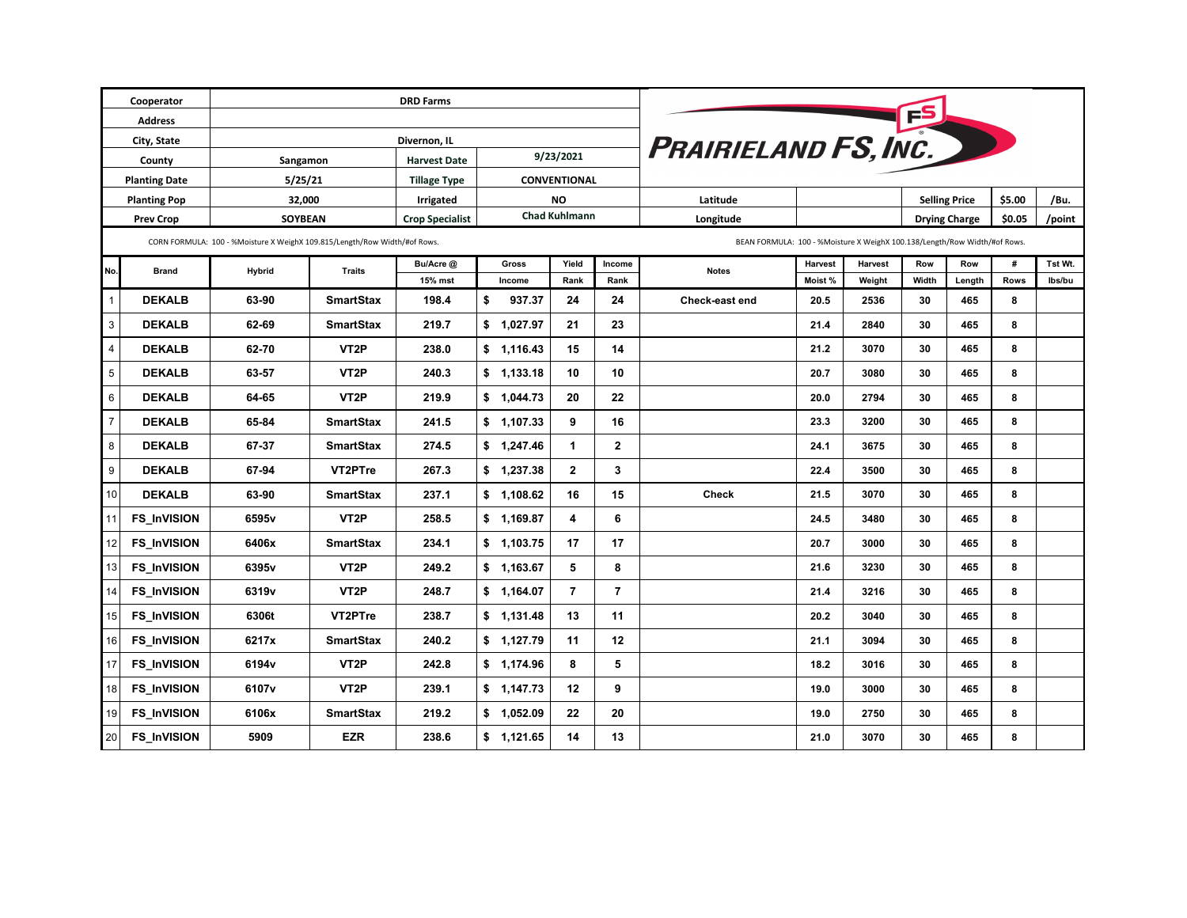| Cooperator | DRD Farms | | |
|---|---|---|---|
| Address | | | |
| City, State | Divernon, IL | | |
| County | Sangamon | Harvest Date | 9/23/2021 |
| Planting Date | 5/25/21 | Tillage Type | CONVENTIONAL |
| Planting Pop | 32,000 | Irrigated | NO |
| Prev Crop | SOYBEAN | Crop Specialist | Chad Kuhlmann |

**PRAIRIELAND FS, INC.**

| Latitude | | Selling Price | $5.00 | /Bu. |
|---|---|---|---|---|
| Longitude | | Drying Charge | $0.05 | /point |

CORN FORMULA: 100 - %Moisture X WeighX 109.815/Length/Row Width/#of Rows.

BEAN FORMULA: 100 - %Moisture X WeighX 100.138/Length/Row Width/#of Rows.

| No. | Brand | Hybrid | Traits | Bu/Acre @ 15% mst | Gross Income | Yield Rank | Income Rank | Notes | Harvest Moist % | Harvest Weight | Row Width | Row Length | # Rows | Tst Wt. lbs/bu |
|---|---|---|---|---|---|---|---|---|---|---|---|---|---|---|
| 1 | DEKALB | 63-90 | SmartStax | 198.4 | $ 937.37 | 24 | 24 | Check-east end | 20.5 | 2536 | 30 | 465 | 8 | |
| 3 | DEKALB | 62-69 | SmartStax | 219.7 | $ 1,027.97 | 21 | 23 | | 21.4 | 2840 | 30 | 465 | 8 | |
| 4 | DEKALB | 62-70 | VT2P | 238.0 | $ 1,116.43 | 15 | 14 | | 21.2 | 3070 | 30 | 465 | 8 | |
| 5 | DEKALB | 63-57 | VT2P | 240.3 | $ 1,133.18 | 10 | 10 | | 20.7 | 3080 | 30 | 465 | 8 | |
| 6 | DEKALB | 64-65 | VT2P | 219.9 | $ 1,044.73 | 20 | 22 | | 20.0 | 2794 | 30 | 465 | 8 | |
| 7 | DEKALB | 65-84 | SmartStax | 241.5 | $ 1,107.33 | 9 | 16 | | 23.3 | 3200 | 30 | 465 | 8 | |
| 8 | DEKALB | 67-37 | SmartStax | 274.5 | $ 1,247.46 | 1 | 2 | | 24.1 | 3675 | 30 | 465 | 8 | |
| 9 | DEKALB | 67-94 | VT2PTre | 267.3 | $ 1,237.38 | 2 | 3 | | 22.4 | 3500 | 30 | 465 | 8 | |
| 10 | DEKALB | 63-90 | SmartStax | 237.1 | $ 1,108.62 | 16 | 15 | Check | 21.5 | 3070 | 30 | 465 | 8 | |
| 11 | FS_InVISION | 6595v | VT2P | 258.5 | $ 1,169.87 | 4 | 6 | | 24.5 | 3480 | 30 | 465 | 8 | |
| 12 | FS_InVISION | 6406x | SmartStax | 234.1 | $ 1,103.75 | 17 | 17 | | 20.7 | 3000 | 30 | 465 | 8 | |
| 13 | FS_InVISION | 6395v | VT2P | 249.2 | $ 1,163.67 | 5 | 8 | | 21.6 | 3230 | 30 | 465 | 8 | |
| 14 | FS_InVISION | 6319v | VT2P | 248.7 | $ 1,164.07 | 7 | 7 | | 21.4 | 3216 | 30 | 465 | 8 | |
| 15 | FS_InVISION | 6306t | VT2PTre | 238.7 | $ 1,131.48 | 13 | 11 | | 20.2 | 3040 | 30 | 465 | 8 | |
| 16 | FS_InVISION | 6217x | SmartStax | 240.2 | $ 1,127.79 | 11 | 12 | | 21.1 | 3094 | 30 | 465 | 8 | |
| 17 | FS_InVISION | 6194v | VT2P | 242.8 | $ 1,174.96 | 8 | 5 | | 18.2 | 3016 | 30 | 465 | 8 | |
| 18 | FS_InVISION | 6107v | VT2P | 239.1 | $ 1,147.73 | 12 | 9 | | 19.0 | 3000 | 30 | 465 | 8 | |
| 19 | FS_InVISION | 6106x | SmartStax | 219.2 | $ 1,052.09 | 22 | 20 | | 19.0 | 2750 | 30 | 465 | 8 | |
| 20 | FS_InVISION | 5909 | EZR | 238.6 | $ 1,121.65 | 14 | 13 | | 21.0 | 3070 | 30 | 465 | 8 | |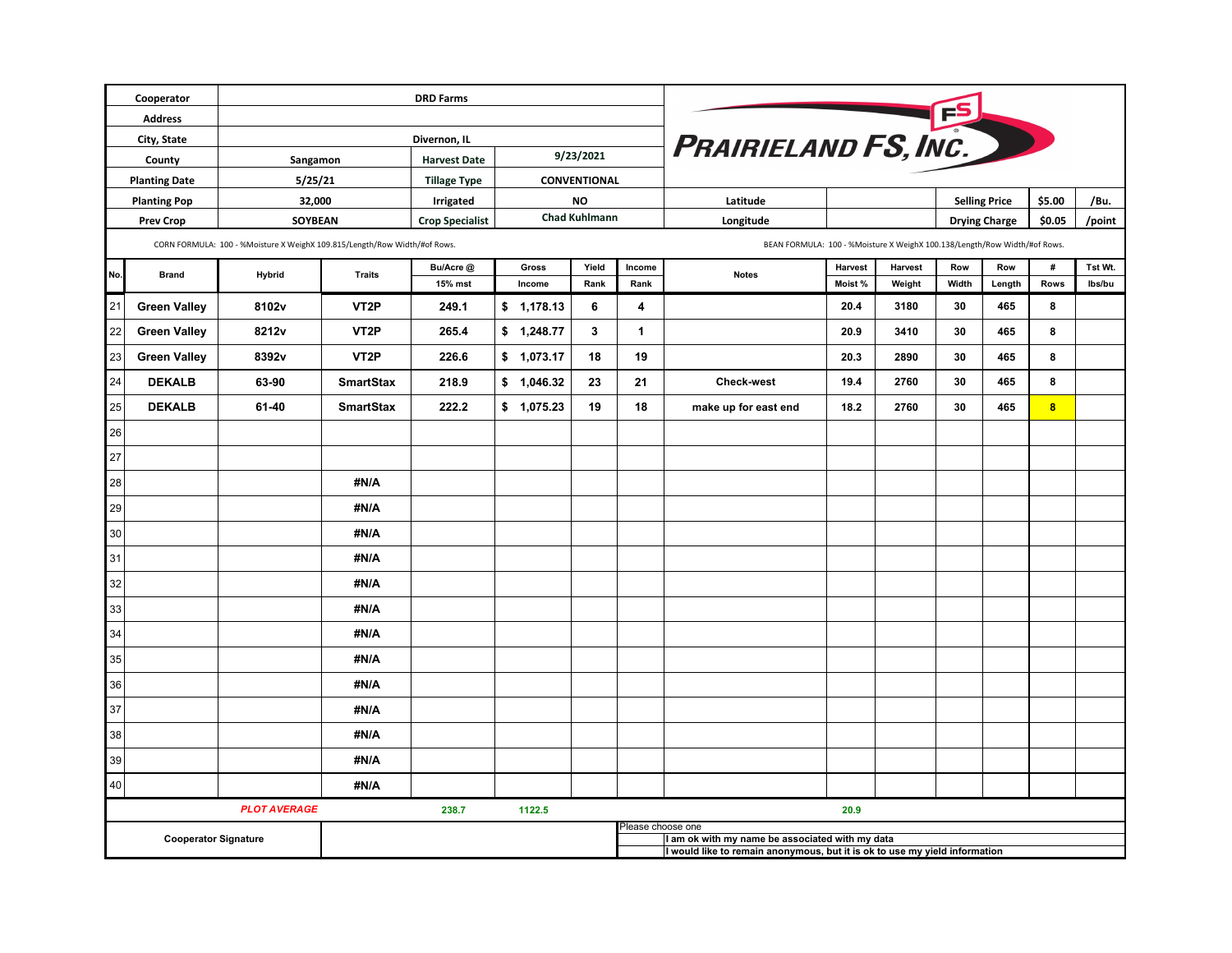| | | | | |
|---|---|---|---|---|
| Cooperator | DRD Farms | | | |
| Address | | | | |
| City, State | Divernon, IL | | | |
| County | Sangamon | Harvest Date | 9/23/2021 | |
| Planting Date | 5/25/21 | Tillage Type | CONVENTIONAL | |
| Planting Pop | 32,000 | Irrigated | NO | |
| Prev Crop | SOYBEAN | Crop Specialist | Chad Kuhlmann | |

PRAIRIELAND FS, INC.

| | | | |
|---|---|---|---|
| Latitude | | Selling Price | $5.00 /Bu. |
| Longitude | | Drying Charge | $0.05 /point |

CORN FORMULA: 100 - %Moisture X WeighX 109.815/Length/Row Width/#of Rows.

BEAN FORMULA: 100 - %Moisture X WeighX 100.138/Length/Row Width/#of Rows.

| No. | Brand | Hybrid | Traits | Bu/Acre @ 15% mst | Gross Income | Yield Rank | Income Rank | Notes | Harvest Moist % | Harvest Weight | Row Width | Row Length | # Rows | Tst Wt. lbs/bu |
|---|---|---|---|---|---|---|---|---|---|---|---|---|---|---|
| 21 | Green Valley | 8102v | VT2P | 249.1 | $ 1,178.13 | 6 | 4 | | 20.4 | 3180 | 30 | 465 | 8 | |
| 22 | Green Valley | 8212v | VT2P | 265.4 | $ 1,248.77 | 3 | 1 | | 20.9 | 3410 | 30 | 465 | 8 | |
| 23 | Green Valley | 8392v | VT2P | 226.6 | $ 1,073.17 | 18 | 19 | | 20.3 | 2890 | 30 | 465 | 8 | |
| 24 | DEKALB | 63-90 | SmartStax | 218.9 | $ 1,046.32 | 23 | 21 | Check-west | 19.4 | 2760 | 30 | 465 | 8 | |
| 25 | DEKALB | 61-40 | SmartStax | 222.2 | $ 1,075.23 | 19 | 18 | make up for east end | 18.2 | 2760 | 30 | 465 | 8 | |
| 26 | | | | | | | | | | | | | | |
| 27 | | | | | | | | | | | | | | |
| 28 | | | #N/A | | | | | | | | | | | |
| 29 | | | #N/A | | | | | | | | | | | |
| 30 | | | #N/A | | | | | | | | | | | |
| 31 | | | #N/A | | | | | | | | | | | |
| 32 | | | #N/A | | | | | | | | | | | |
| 33 | | | #N/A | | | | | | | | | | | |
| 34 | | | #N/A | | | | | | | | | | | |
| 35 | | | #N/A | | | | | | | | | | | |
| 36 | | | #N/A | | | | | | | | | | | |
| 37 | | | #N/A | | | | | | | | | | | |
| 38 | | | #N/A | | | | | | | | | | | |
| 39 | | | #N/A | | | | | | | | | | | |
| 40 | | | #N/A | | | | | | | | | | | |
| | PLOT AVERAGE | | | 238.7 | 1122.5 | | | | 20.9 | | | | | |

Cooperator Signature

Please choose one

- I am ok with my name be associated with my data
- I would like to remain anonymous, but it is ok to use my yield information